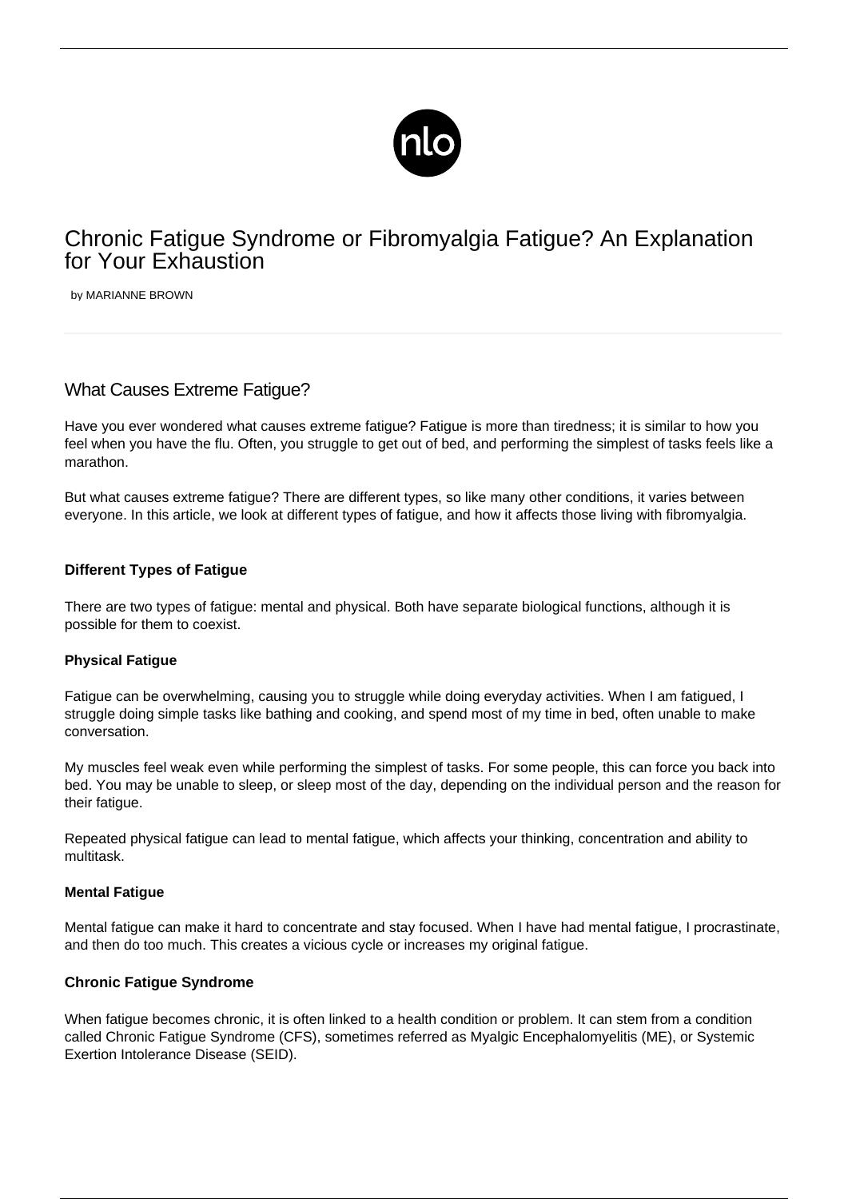# Chronic Fatigue Syndrome or Fibromyalgia Fatigue? An Explanation for Your Exhaustion

by MARIANNE BROWN

## What Causes Extreme Fatigue?

Have you ever wondered what causes extreme fatigue? Fatigue is more than tiredness; it is similar to how you feel when you have the flu. Often, you struggle to get out of bed, and performing the simplest of tasks feels like a marathon.

But what causes extreme fatigue? There are different types, so like many other conditions, it varies between everyone. In this article, we look at different types of fatigue, and how it affects those living with fibromyalgia.

### Different Types of Fatigue

There are two types of fatigue: mental and physical. Both have separate biological functions, although it is possible for them to coexist.

#### Physical Fatigue

Fatigue can be overwhelming, causing you to struggle while doing everyday activities. When I am fatigued, I struggle doing simple tasks like bathing and cooking, and spend most of my time in bed, often unable to make conversation.

My muscles feel weak even while performing the simplest of tasks. For some people, this can force you back into bed. You may be unable to sleep, or sleep most of the day, depending on the individual person and the reason for their fatigue.

Repeated physical fatigue can lead to mental fatigue, which affects your thinking, concentration and ability to multitask.

#### Mental Fatigue

Mental fatigue can make it hard to concentrate and stay focused. When I have had mental fatigue, I procrastinate, and then do too much. This creates a vicious cycle or increases my original fatigue.

#### Chronic Fatigue Syndrome

When fatigue becomes chronic, it is often linked to a health condition or problem. It can stem from a condition called Chronic Fatigue Syndrome (CFS), sometimes referred as Myalgic Encephalomyelitis (ME), or Systemic Exertion Intolerance Disease (SEID).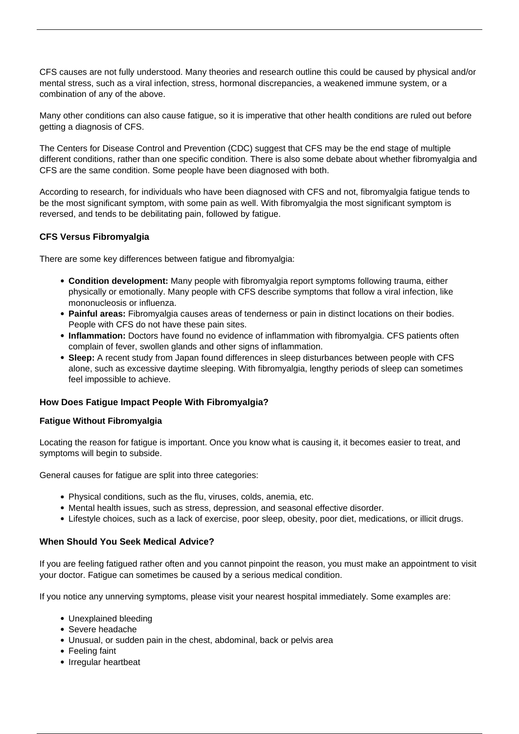CFS causes are not fully understood. Many theories and research outline this could be caused by physical and/or mental stress, such as a viral infection, stress, hormonal discrepancies, a weakened immune system, or a combination of any of the above.

Many other conditions can also cause fatigue, so it is imperative that other health conditions are ruled out before getting a diagnosis of CFS.

The Centers for Disease Control and Prevention (CDC) suggest that CFS may be the end stage of multiple different conditions, rather than one specific condition. There is also some debate about whether fibromyalgia and CFS are the same condition. Some people have been diagnosed with both.

According to research, for individuals who have been diagnosed with CFS and not, fibromyalgia fatigue tends to be the most significant symptom, with some pain as well. With fibromyalgia the most significant symptom is reversed, and tends to be debilitating pain, followed by fatigue.

### CFS Versus Fibromyalgia

There are some key differences between fatigue and fibromyalgia:

- **Condition development:** Many people with fibromyalgia report symptoms following trauma, either physically or emotionally. Many people with CFS describe symptoms that follow a viral infection, like mononucleosis or influenza.
- **Painful areas:** Fibromyalgia causes areas of tenderness or pain in distinct locations on their bodies. People with CFS do not have these pain sites.
- **Inflammation:** Doctors have found no evidence of inflammation with fibromyalgia. CFS patients often complain of fever, swollen glands and other signs of inflammation.
- **Sleep:** A recent study from Japan found differences in sleep disturbances between people with CFS alone, such as excessive daytime sleeping. With fibromyalgia, lengthy periods of sleep can sometimes feel impossible to achieve.

### How Does Fatigue Impact People With Fibromyalgia?

### Fatigue Without Fibromyalgia

Locating the reason for fatigue is important. Once you know what is causing it, it becomes easier to treat, and symptoms will begin to subside.

General causes for fatigue are split into three categories:

- Physical conditions, such as the flu, viruses, colds, anemia, etc.
- Mental health issues, such as stress, depression, and seasonal effective disorder.
- Lifestyle choices, such as a lack of exercise, poor sleep, obesity, poor diet, medications, or illicit drugs.

### When Should You Seek Medical Advice?

If you are feeling fatigued rather often and you cannot pinpoint the reason, you must make an appointment to visit your doctor. Fatigue can sometimes be caused by a serious medical condition.

If you notice any unnerving symptoms, please visit your nearest hospital immediately. Some examples are:

- Unexplained bleeding
- Severe headache
- Unusual, or sudden pain in the chest, abdominal, back or pelvis area
- Feeling faint
- Irregular heartbeat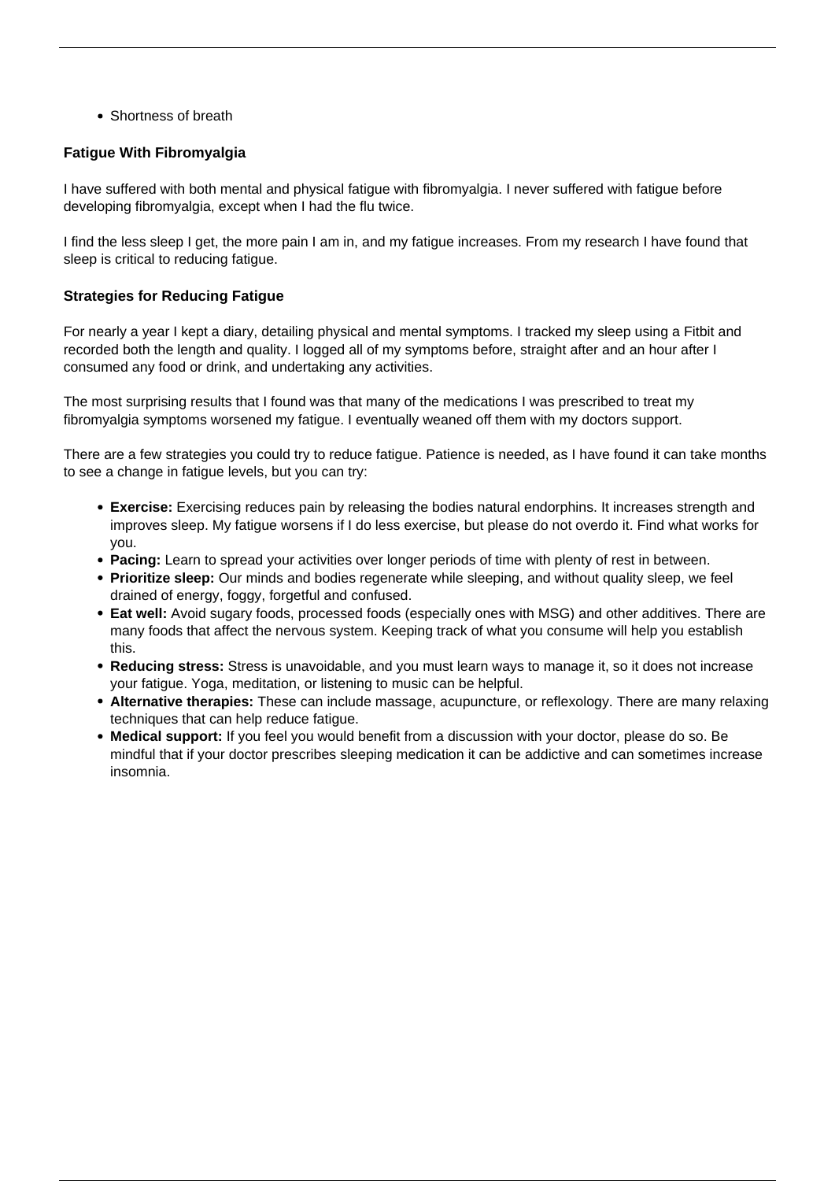- Shortness of breath

**Fatigue With Fibromyalgia**

I have suffered with both mental and physical fatigue with fibromyalgia. I never suffered with fatigue before developing fibromyalgia, except when I had the flu twice.

I find the less sleep I get, the more pain I am in, and my fatigue increases. From my research I have found that sleep is critical to reducing fatigue.

**Strategies for Reducing Fatigue**

For nearly a year I kept a diary, detailing physical and mental symptoms. I tracked my sleep using a Fitbit and recorded both the length and quality. I logged all of my symptoms before, straight after and an hour after I consumed any food or drink, and undertaking any activities.

The most surprising results that I found was that many of the medications I was prescribed to treat my fibromyalgia symptoms worsened my fatigue. I eventually weaned off them with my doctors support.

There are a few strategies you could try to reduce fatigue. Patience is needed, as I have found it can take months to see a change in fatigue levels, but you can try:

- **Exercise:** Exercising reduces pain by releasing the bodies natural endorphins. It increases strength and improves sleep. My fatigue worsens if I do less exercise, but please do not overdo it. Find what works for you.
- **Pacing:** Learn to spread your activities over longer periods of time with plenty of rest in between.
- **Prioritize sleep:** Our minds and bodies regenerate while sleeping, and without quality sleep, we feel drained of energy, foggy, forgetful and confused.
- **Eat well:** Avoid sugary foods, processed foods (especially ones with MSG) and other additives. There are many foods that affect the nervous system. Keeping track of what you consume will help you establish this.
- **Reducing stress:** Stress is unavoidable, and you must learn ways to manage it, so it does not increase your fatigue. Yoga, meditation, or listening to music can be helpful.
- **Alternative therapies:** These can include massage, acupuncture, or reflexology. There are many relaxing techniques that can help reduce fatigue.
- **Medical support:** If you feel you would benefit from a discussion with your doctor, please do so. Be mindful that if your doctor prescribes sleeping medication it can be addictive and can sometimes increase insomnia.